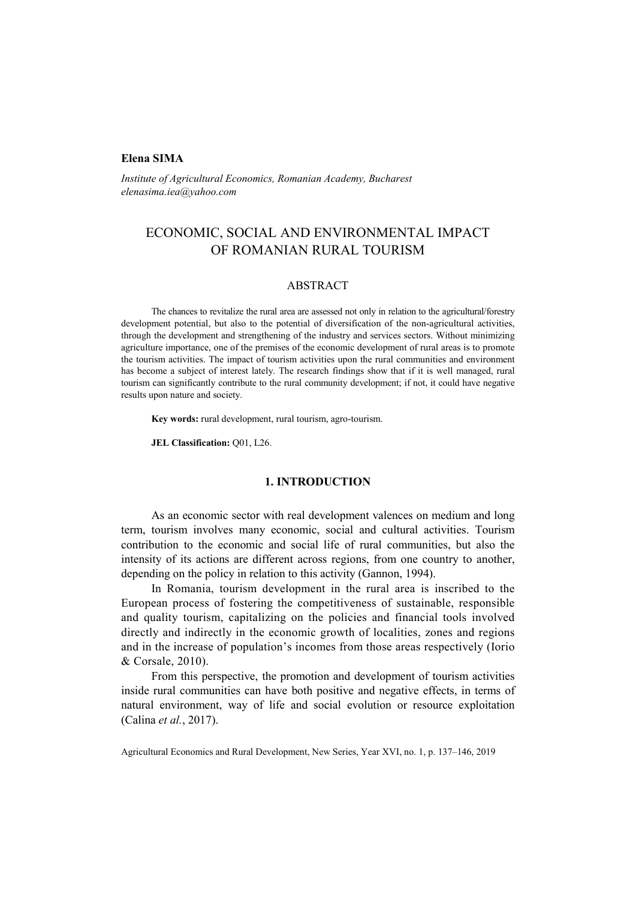**Elena SIMA**

*Institute of Agricultural Economics, Romanian Academy, Bucharest*
*elenasima.iea@yahoo.com*

# ECONOMIC, SOCIAL AND ENVIRONMENTAL IMPACT OF ROMANIAN RURAL TOURISM

## ABSTRACT

The chances to revitalize the rural area are assessed not only in relation to the agricultural/forestry development potential, but also to the potential of diversification of the non-agricultural activities, through the development and strengthening of the industry and services sectors. Without minimizing agriculture importance, one of the premises of the economic development of rural areas is to promote the tourism activities. The impact of tourism activities upon the rural communities and environment has become a subject of interest lately. The research findings show that if it is well managed, rural tourism can significantly contribute to the rural community development; if not, it could have negative results upon nature and society.

**Key words:** rural development, rural tourism, agro-tourism.

**JEL Classification:** Q01, L26.

## 1. INTRODUCTION

As an economic sector with real development valences on medium and long term, tourism involves many economic, social and cultural activities. Tourism contribution to the economic and social life of rural communities, but also the intensity of its actions are different across regions, from one country to another, depending on the policy in relation to this activity (Gannon, 1994).

In Romania, tourism development in the rural area is inscribed to the European process of fostering the competitiveness of sustainable, responsible and quality tourism, capitalizing on the policies and financial tools involved directly and indirectly in the economic growth of localities, zones and regions and in the increase of population's incomes from those areas respectively (Iorio & Corsale, 2010).

From this perspective, the promotion and development of tourism activities inside rural communities can have both positive and negative effects, in terms of natural environment, way of life and social evolution or resource exploitation (Calina *et al.*, 2017).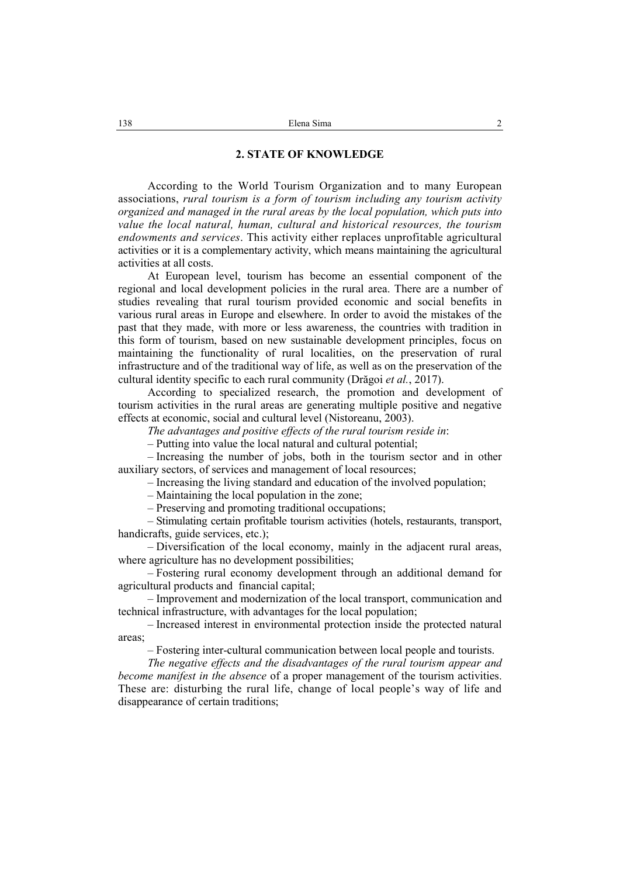## 2. STATE OF KNOWLEDGE

According to the World Tourism Organization and to many European associations, *rural tourism is a form of tourism including any tourism activity organized and managed in the rural areas by the local population, which puts into value the local natural, human, cultural and historical resources, the tourism endowments and services*. This activity either replaces unprofitable agricultural activities or it is a complementary activity, which means maintaining the agricultural activities at all costs.

At European level, tourism has become an essential component of the regional and local development policies in the rural area. There are a number of studies revealing that rural tourism provided economic and social benefits in various rural areas in Europe and elsewhere. In order to avoid the mistakes of the past that they made, with more or less awareness, the countries with tradition in this form of tourism, based on new sustainable development principles, focus on maintaining the functionality of rural localities, on the preservation of rural infrastructure and of the traditional way of life, as well as on the preservation of the cultural identity specific to each rural community (Drăgoi *et al.*, 2017).

According to specialized research, the promotion and development of tourism activities in the rural areas are generating multiple positive and negative effects at economic, social and cultural level (Nistoreanu, 2003).

*The advantages and positive effects of the rural tourism reside in*:

– Putting into value the local natural and cultural potential;

– Increasing the number of jobs, both in the tourism sector and in other auxiliary sectors, of services and management of local resources;

– Increasing the living standard and education of the involved population;

– Maintaining the local population in the zone;

– Preserving and promoting traditional occupations;

– Stimulating certain profitable tourism activities (hotels, restaurants, transport, handicrafts, guide services, etc.);

– Diversification of the local economy, mainly in the adjacent rural areas, where agriculture has no development possibilities;

– Fostering rural economy development through an additional demand for agricultural products and financial capital;

– Improvement and modernization of the local transport, communication and technical infrastructure, with advantages for the local population;

– Increased interest in environmental protection inside the protected natural areas;

– Fostering inter-cultural communication between local people and tourists.

*The negative effects and the disadvantages of the rural tourism appear and become manifest in the absence* of a proper management of the tourism activities. These are: disturbing the rural life, change of local people's way of life and disappearance of certain traditions;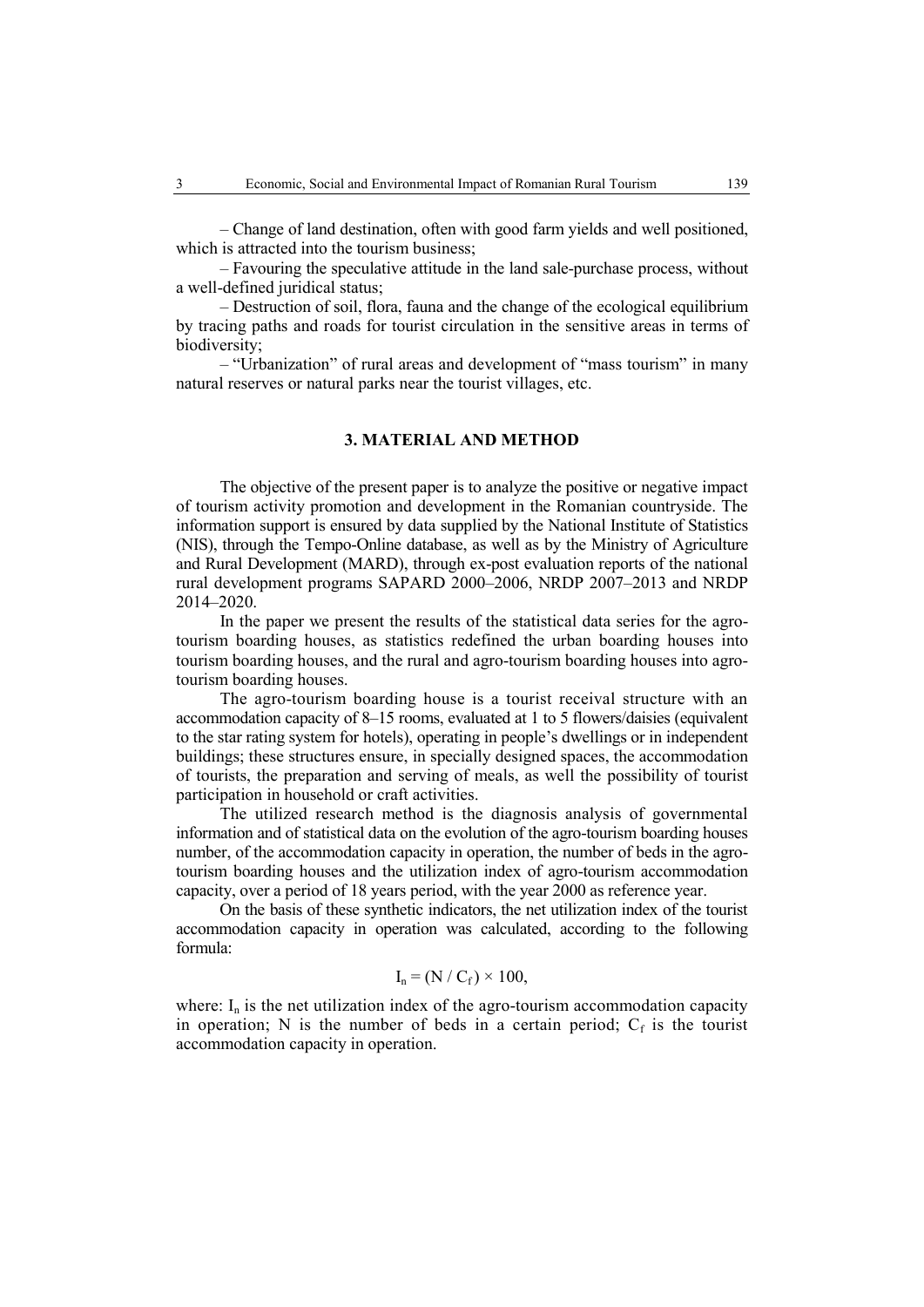– Change of land destination, often with good farm yields and well positioned, which is attracted into the tourism business;

– Favouring the speculative attitude in the land sale-purchase process, without a well-defined juridical status;

– Destruction of soil, flora, fauna and the change of the ecological equilibrium by tracing paths and roads for tourist circulation in the sensitive areas in terms of biodiversity;

– "Urbanization" of rural areas and development of "mass tourism" in many natural reserves or natural parks near the tourist villages, etc.

## 3. MATERIAL AND METHOD

The objective of the present paper is to analyze the positive or negative impact of tourism activity promotion and development in the Romanian countryside. The information support is ensured by data supplied by the National Institute of Statistics (NIS), through the Tempo-Online database, as well as by the Ministry of Agriculture and Rural Development (MARD), through ex-post evaluation reports of the national rural development programs SAPARD 2000–2006, NRDP 2007–2013 and NRDP 2014–2020.

In the paper we present the results of the statistical data series for the agro-tourism boarding houses, as statistics redefined the urban boarding houses into tourism boarding houses, and the rural and agro-tourism boarding houses into agro-tourism boarding houses.

The agro-tourism boarding house is a tourist receival structure with an accommodation capacity of 8–15 rooms, evaluated at 1 to 5 flowers/daisies (equivalent to the star rating system for hotels), operating in people's dwellings or in independent buildings; these structures ensure, in specially designed spaces, the accommodation of tourists, the preparation and serving of meals, as well the possibility of tourist participation in household or craft activities.

The utilized research method is the diagnosis analysis of governmental information and of statistical data on the evolution of the agro-tourism boarding houses number, of the accommodation capacity in operation, the number of beds in the agro-tourism boarding houses and the utilization index of agro-tourism accommodation capacity, over a period of 18 years period, with the year 2000 as reference year.

On the basis of these synthetic indicators, the net utilization index of the tourist accommodation capacity in operation was calculated, according to the following formula:

$$I_n = (N / C_f) \times 100,$$

where: $I_n$ is the net utilization index of the agro-tourism accommodation capacity in operation; N is the number of beds in a certain period; $C_f$ is the tourist accommodation capacity in operation.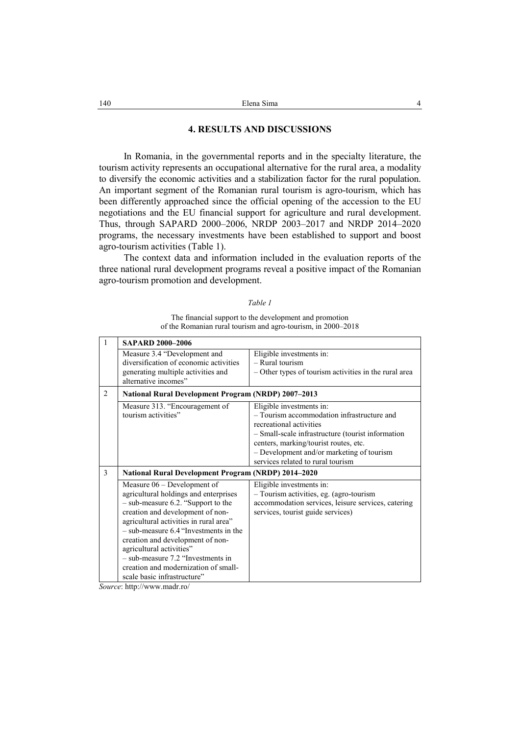## 4. RESULTS AND DISCUSSIONS

In Romania, in the governmental reports and in the specialty literature, the tourism activity represents an occupational alternative for the rural area, a modality to diversify the economic activities and a stabilization factor for the rural population. An important segment of the Romanian rural tourism is agro-tourism, which has been differently approached since the official opening of the accession to the EU negotiations and the EU financial support for agriculture and rural development. Thus, through SAPARD 2000–2006, NRDP 2003–2017 and NRDP 2014–2020 programs, the necessary investments have been established to support and boost agro-tourism activities (Table 1).

The context data and information included in the evaluation reports of the three national rural development programs reveal a positive impact of the Romanian agro-tourism promotion and development.

*Table 1*

The financial support to the development and promotion of the Romanian rural tourism and agro-tourism, in 2000–2018

| | | |
|---|---|---|
| 1 | **SAPARD 2000–2006** | |
| | Measure 3.4 "Development and diversification of economic activities generating multiple activities and alternative incomes" | Eligible investments in:<br>– Rural tourism<br>– Other types of tourism activities in the rural area |
| 2 | **National Rural Development Program (NRDP) 2007–2013** | |
| | Measure 313. "Encouragement of tourism activities" | Eligible investments in:<br>– Tourism accommodation infrastructure and recreational activities<br>– Small-scale infrastructure (tourist information centers, marking/tourist routes, etc.<br>– Development and/or marketing of tourism services related to rural tourism |
| 3 | **National Rural Development Program (NRDP) 2014–2020** | |
| | Measure 06 – Development of agricultural holdings and enterprises<br>– sub-measure 6.2. "Support to the creation and development of non-agricultural activities in rural area"<br>– sub-measure 6.4 "Investments in the creation and development of non-agricultural activities"<br>– sub-measure 7.2 "Investments in creation and modernization of small-scale basic infrastructure" | Eligible investments in:<br>– Tourism activities, eg. (agro-tourism accommodation services, leisure services, catering services, tourist guide services) |

*Source*: http://www.madr.ro/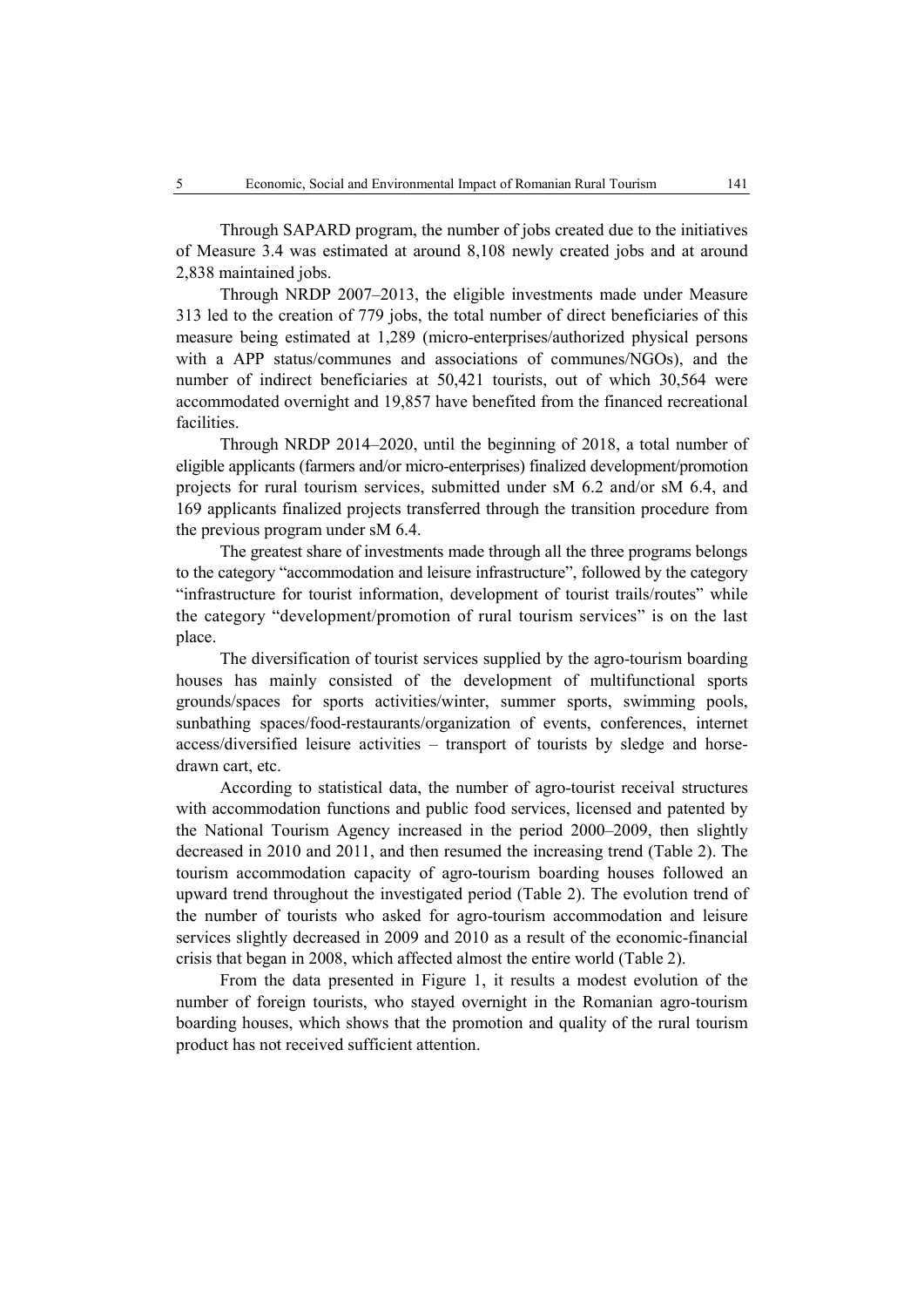Through SAPARD program, the number of jobs created due to the initiatives of Measure 3.4 was estimated at around 8,108 newly created jobs and at around 2,838 maintained jobs.

Through NRDP 2007–2013, the eligible investments made under Measure 313 led to the creation of 779 jobs, the total number of direct beneficiaries of this measure being estimated at 1,289 (micro-enterprises/authorized physical persons with a APP status/communes and associations of communes/NGOs), and the number of indirect beneficiaries at 50,421 tourists, out of which 30,564 were accommodated overnight and 19,857 have benefited from the financed recreational facilities.

Through NRDP 2014–2020, until the beginning of 2018, a total number of eligible applicants (farmers and/or micro-enterprises) finalized development/promotion projects for rural tourism services, submitted under sM 6.2 and/or sM 6.4, and 169 applicants finalized projects transferred through the transition procedure from the previous program under sM 6.4.

The greatest share of investments made through all the three programs belongs to the category "accommodation and leisure infrastructure", followed by the category "infrastructure for tourist information, development of tourist trails/routes" while the category "development/promotion of rural tourism services" is on the last place.

The diversification of tourist services supplied by the agro-tourism boarding houses has mainly consisted of the development of multifunctional sports grounds/spaces for sports activities/winter, summer sports, swimming pools, sunbathing spaces/food-restaurants/organization of events, conferences, internet access/diversified leisure activities – transport of tourists by sledge and horse-drawn cart, etc.

According to statistical data, the number of agro-tourist receival structures with accommodation functions and public food services, licensed and patented by the National Tourism Agency increased in the period 2000–2009, then slightly decreased in 2010 and 2011, and then resumed the increasing trend (Table 2). The tourism accommodation capacity of agro-tourism boarding houses followed an upward trend throughout the investigated period (Table 2). The evolution trend of the number of tourists who asked for agro-tourism accommodation and leisure services slightly decreased in 2009 and 2010 as a result of the economic-financial crisis that began in 2008, which affected almost the entire world (Table 2).

From the data presented in Figure 1, it results a modest evolution of the number of foreign tourists, who stayed overnight in the Romanian agro-tourism boarding houses, which shows that the promotion and quality of the rural tourism product has not received sufficient attention.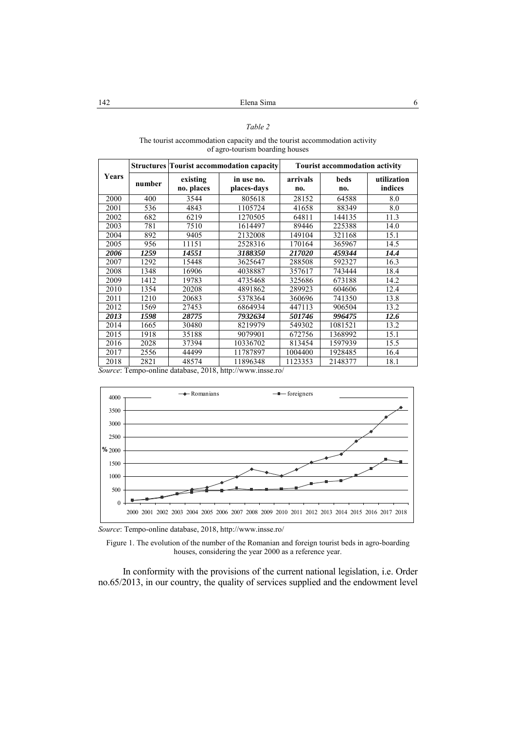*Table 2*

The tourist accommodation capacity and the tourist accommodation activity of agro-tourism boarding houses

| Years | Structures | Tourist accommodation capacity | | Tourist accommodation activity | | |
|---|---|---|---|---|---|---|
| | number | existing no. places | in use no. places-days | arrivals no. | beds no. | utilization indices |
| 2000 | 400 | 3544 | 805618 | 28152 | 64588 | 8.0 |
| 2001 | 536 | 4843 | 1105724 | 41658 | 88349 | 8.0 |
| 2002 | 682 | 6219 | 1270505 | 64811 | 144135 | 11.3 |
| 2003 | 781 | 7510 | 1614497 | 89446 | 225388 | 14.0 |
| 2004 | 892 | 9405 | 2132008 | 149104 | 321168 | 15.1 |
| 2005 | 956 | 11151 | 2528316 | 170164 | 365967 | 14.5 |
| ***2006*** | ***1259*** | ***14551*** | ***3188350*** | ***217020*** | ***459344*** | ***14.4*** |
| 2007 | 1292 | 15448 | 3625647 | 288508 | 592327 | 16.3 |
| 2008 | 1348 | 16906 | 4038887 | 357617 | 743444 | 18.4 |
| 2009 | 1412 | 19783 | 4735468 | 325686 | 673188 | 14.2 |
| 2010 | 1354 | 20208 | 4891862 | 289923 | 604606 | 12.4 |
| 2011 | 1210 | 20683 | 5378364 | 360696 | 741350 | 13.8 |
| 2012 | 1569 | 27453 | 6864934 | 447113 | 906504 | 13.2 |
| ***2013*** | ***1598*** | ***28775*** | ***7932634*** | ***501746*** | ***996475*** | ***12.6*** |
| 2014 | 1665 | 30480 | 8219979 | 549302 | 1081521 | 13.2 |
| 2015 | 1918 | 35188 | 9079901 | 672756 | 1368992 | 15.1 |
| 2016 | 2028 | 37394 | 10336702 | 813454 | 1597939 | 15.5 |
| 2017 | 2556 | 44499 | 11787897 | 1004400 | 1928485 | 16.4 |
| 2018 | 2821 | 48574 | 11896348 | 1123353 | 2148377 | 18.1 |

*Source*: Tempo-online database, 2018, http://www.insse.ro/

*Source*: Tempo-online database, 2018, http://www.insse.ro/

Figure 1. The evolution of the number of the Romanian and foreign tourist beds in agro-boarding houses, considering the year 2000 as a reference year.

In conformity with the provisions of the current national legislation, i.e. Order no.65/2013, in our country, the quality of services supplied and the endowment level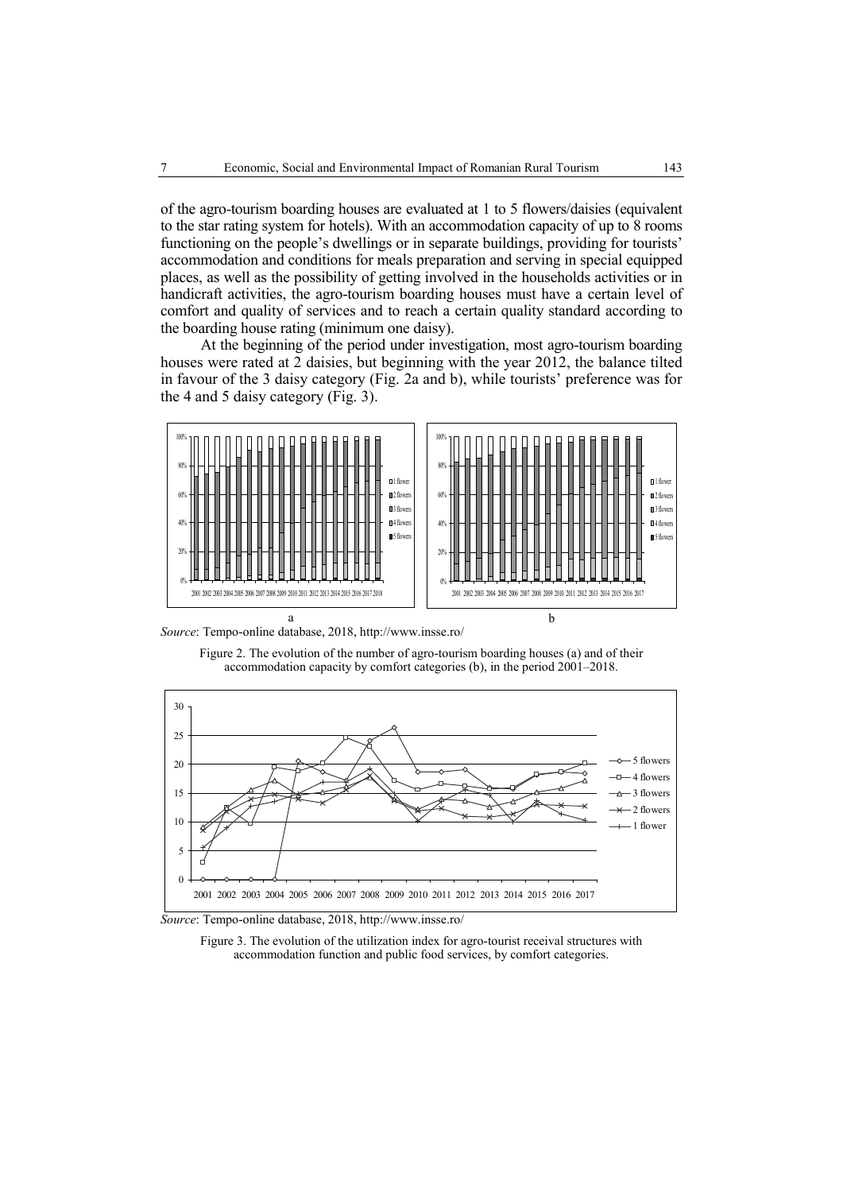of the agro-tourism boarding houses are evaluated at 1 to 5 flowers/daisies (equivalent to the star rating system for hotels). With an accommodation capacity of up to 8 rooms functioning on the people's dwellings or in separate buildings, providing for tourists' accommodation and conditions for meals preparation and serving in special equipped places, as well as the possibility of getting involved in the households activities or in handicraft activities, the agro-tourism boarding houses must have a certain level of comfort and quality of services and to reach a certain quality standard according to the boarding house rating (minimum one daisy).

At the beginning of the period under investigation, most agro-tourism boarding houses were rated at 2 daisies, but beginning with the year 2012, the balance tilted in favour of the 3 daisy category (Fig. 2a and b), while tourists' preference was for the 4 and 5 daisy category (Fig. 3).

*Source*: Tempo-online database, 2018, http://www.insse.ro/

Figure 2. The evolution of the number of agro-tourism boarding houses (a) and of their accommodation capacity by comfort categories (b), in the period 2001–2018.

*Source*: Tempo-online database, 2018, http://www.insse.ro/

Figure 3. The evolution of the utilization index for agro-tourist receival structures with accommodation function and public food services, by comfort categories.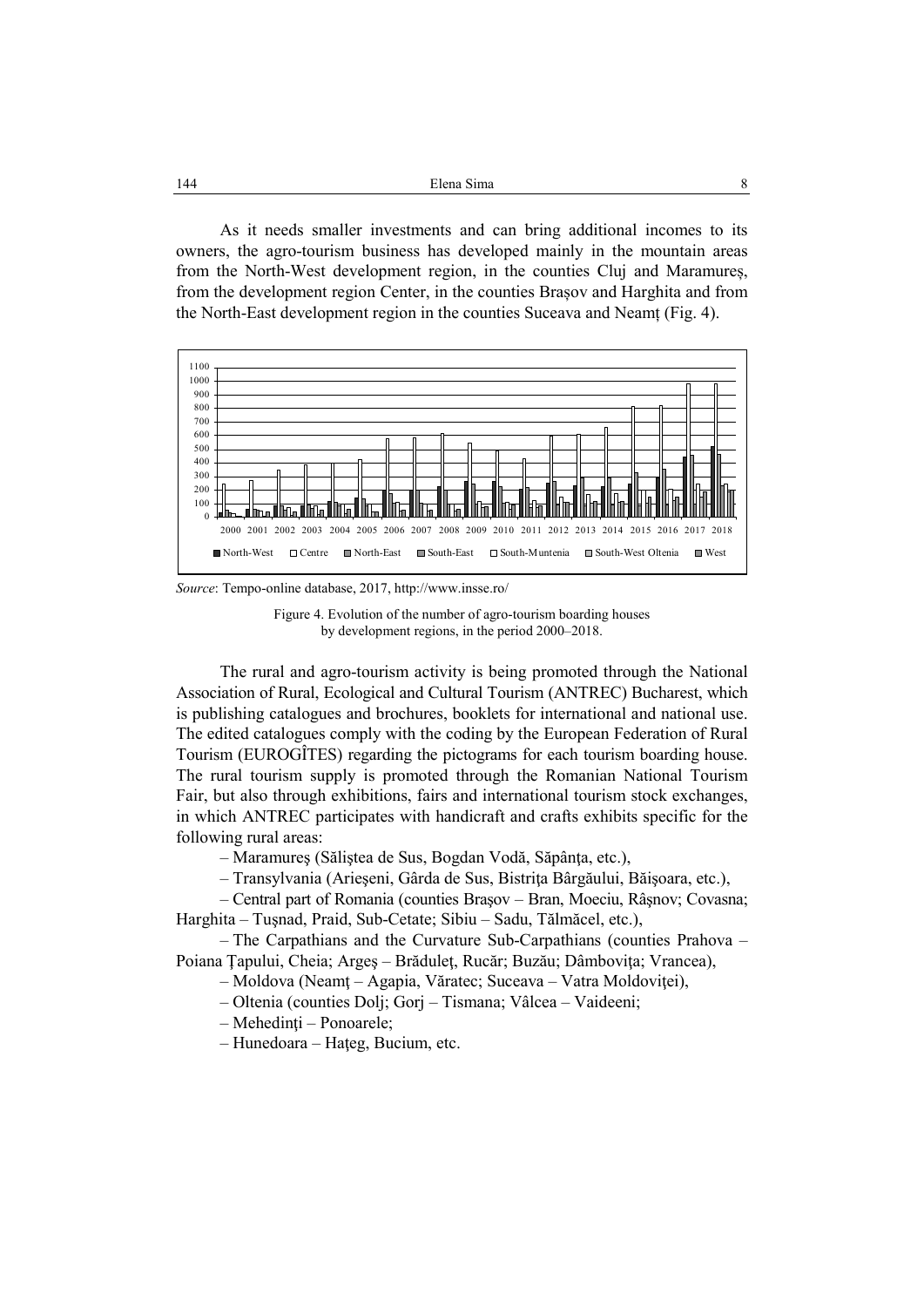As it needs smaller investments and can bring additional incomes to its owners, the agro-tourism business has developed mainly in the mountain areas from the North-West development region, in the counties Cluj and Maramureș, from the development region Center, in the counties Brașov and Harghita and from the North-East development region in the counties Suceava and Neamț (Fig. 4).

*Source*: Tempo-online database, 2017, http://www.insse.ro/

Figure 4. Evolution of the number of agro-tourism boarding houses by development regions, in the period 2000–2018.

The rural and agro-tourism activity is being promoted through the National Association of Rural, Ecological and Cultural Tourism (ANTREC) Bucharest, which is publishing catalogues and brochures, booklets for international and national use. The edited catalogues comply with the coding by the European Federation of Rural Tourism (EUROGÎTES) regarding the pictograms for each tourism boarding house. The rural tourism supply is promoted through the Romanian National Tourism Fair, but also through exhibitions, fairs and international tourism stock exchanges, in which ANTREC participates with handicraft and crafts exhibits specific for the following rural areas:

– Maramureș (Săliștea de Sus, Bogdan Vodă, Săpânța, etc.),

– Transylvania (Arieşeni, Gârda de Sus, Bistrița Bârgăului, Băişoara, etc.),

– Central part of Romania (counties Brașov – Bran, Moeciu, Râșnov; Covasna; Harghita – Tușnad, Praid, Sub-Cetate; Sibiu – Sadu, Tălmăcel, etc.),

– The Carpathians and the Curvature Sub-Carpathians (counties Prahova – Poiana Țapului, Cheia; Argeş – Brăduleț, Rucăr; Buzău; Dâmbovița; Vrancea),

– Moldova (Neamţ – Agapia, Văratec; Suceava – Vatra Moldoviței),

– Oltenia (counties Dolj; Gorj – Tismana; Vâlcea – Vaideeni;

– Mehedinți – Ponoarele;

– Hunedoara – Haţeg, Bucium, etc.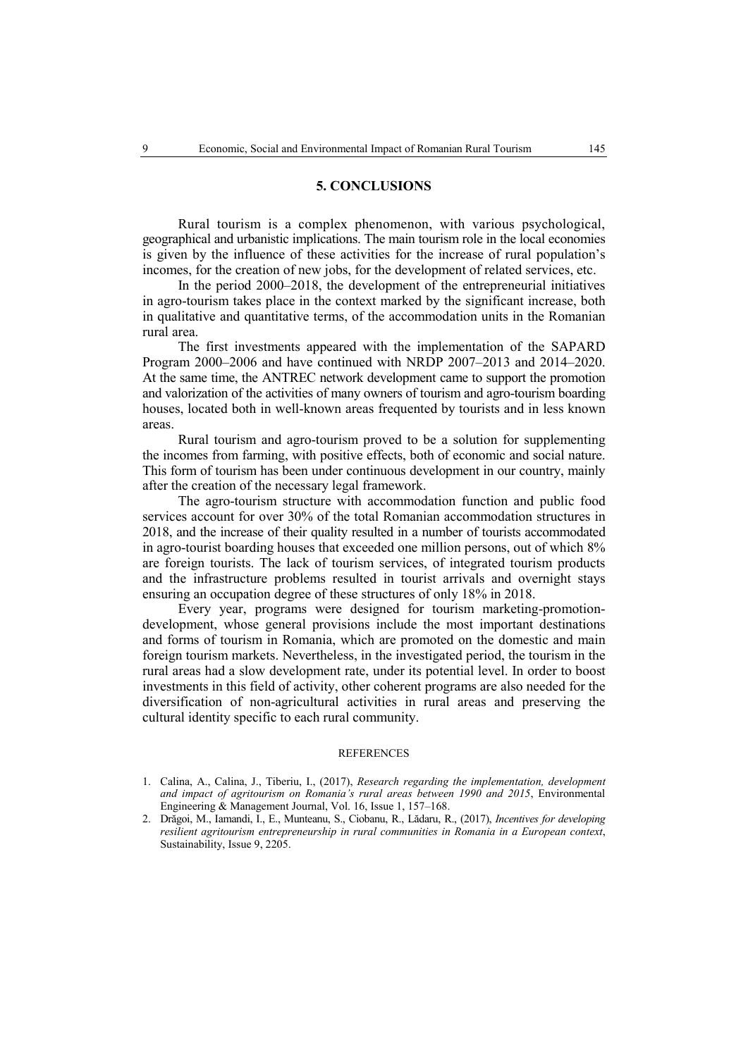## 5. CONCLUSIONS

Rural tourism is a complex phenomenon, with various psychological, geographical and urbanistic implications. The main tourism role in the local economies is given by the influence of these activities for the increase of rural population's incomes, for the creation of new jobs, for the development of related services, etc.

In the period 2000–2018, the development of the entrepreneurial initiatives in agro-tourism takes place in the context marked by the significant increase, both in qualitative and quantitative terms, of the accommodation units in the Romanian rural area.

The first investments appeared with the implementation of the SAPARD Program 2000–2006 and have continued with NRDP 2007–2013 and 2014–2020. At the same time, the ANTREC network development came to support the promotion and valorization of the activities of many owners of tourism and agro-tourism boarding houses, located both in well-known areas frequented by tourists and in less known areas.

Rural tourism and agro-tourism proved to be a solution for supplementing the incomes from farming, with positive effects, both of economic and social nature. This form of tourism has been under continuous development in our country, mainly after the creation of the necessary legal framework.

The agro-tourism structure with accommodation function and public food services account for over 30% of the total Romanian accommodation structures in 2018, and the increase of their quality resulted in a number of tourists accommodated in agro-tourist boarding houses that exceeded one million persons, out of which 8% are foreign tourists. The lack of tourism services, of integrated tourism products and the infrastructure problems resulted in tourist arrivals and overnight stays ensuring an occupation degree of these structures of only 18% in 2018.

Every year, programs were designed for tourism marketing-promotion-development, whose general provisions include the most important destinations and forms of tourism in Romania, which are promoted on the domestic and main foreign tourism markets. Nevertheless, in the investigated period, the tourism in the rural areas had a slow development rate, under its potential level. In order to boost investments in this field of activity, other coherent programs are also needed for the diversification of non-agricultural activities in rural areas and preserving the cultural identity specific to each rural community.

### REFERENCES

1. Calina, A., Calina, J., Tiberiu, I., (2017), *Research regarding the implementation, development and impact of agritourism on Romania's rural areas between 1990 and 2015*, Environmental Engineering & Management Journal, Vol. 16, Issue 1, 157–168.
2. Drăgoi, M., Iamandi, I., E., Munteanu, S., Ciobanu, R., Lădaru, R., (2017), *Incentives for developing resilient agritourism entrepreneurship in rural communities in Romania in a European context*, Sustainability, Issue 9, 2205.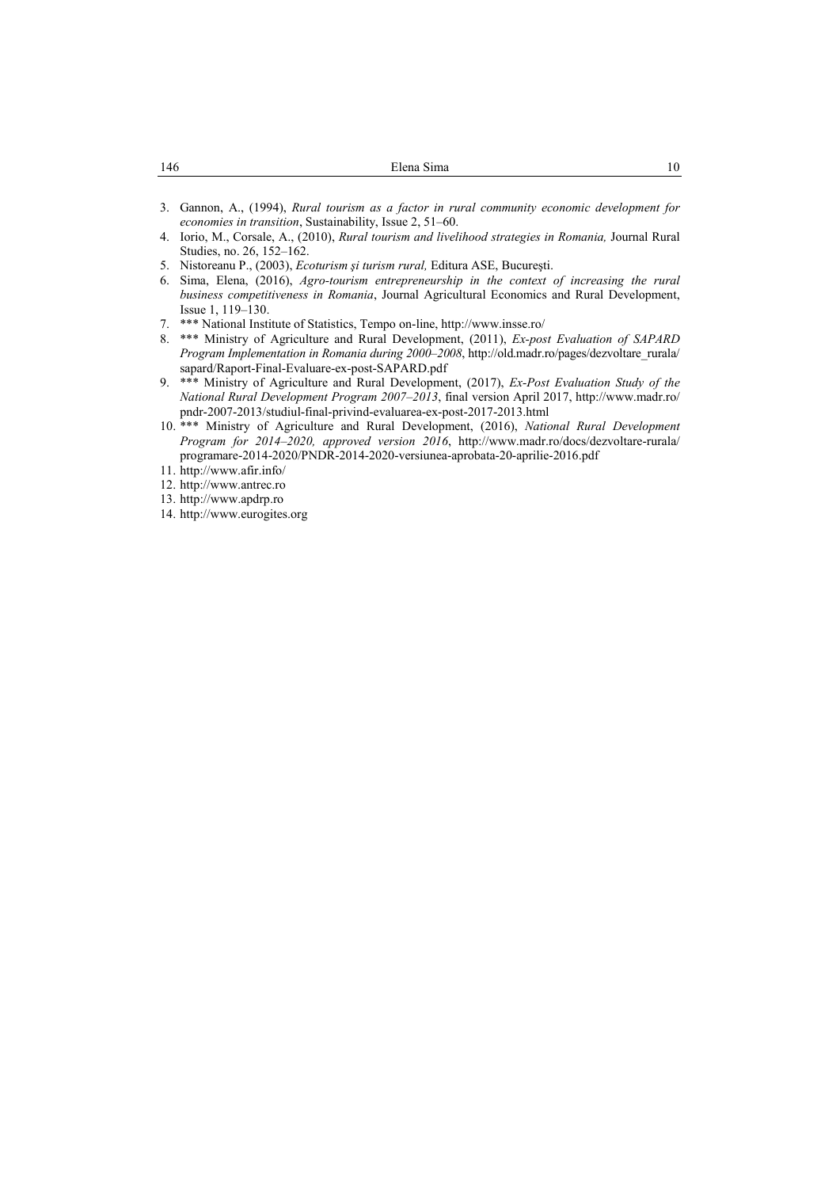3. Gannon, A., (1994), *Rural tourism as a factor in rural community economic development for economies in transition*, Sustainability, Issue 2, 51–60.
4. Iorio, M., Corsale, A., (2010), *Rural tourism and livelihood strategies in Romania,* Journal Rural Studies, no. 26, 152–162.
5. Nistoreanu P., (2003), *Ecoturism şi turism rural,* Editura ASE, Bucureşti.
6. Sima, Elena, (2016), *Agro-tourism entrepreneurship in the context of increasing the rural business competitiveness in Romania*, Journal Agricultural Economics and Rural Development, Issue 1, 119–130.
7. *** National Institute of Statistics, Tempo on-line, http://www.insse.ro/
8. *** Ministry of Agriculture and Rural Development, (2011), *Ex-post Evaluation of SAPARD Program Implementation in Romania during 2000–2008*, http://old.madr.ro/pages/dezvoltare_rurala/sapard/Raport-Final-Evaluare-ex-post-SAPARD.pdf
9. *** Ministry of Agriculture and Rural Development, (2017), *Ex-Post Evaluation Study of the National Rural Development Program 2007–2013*, final version April 2017, http://www.madr.ro/pndr-2007-2013/studiul-final-privind-evaluarea-ex-post-2017-2013.html
10. *** Ministry of Agriculture and Rural Development, (2016), *National Rural Development Program for 2014–2020, approved version 2016*, http://www.madr.ro/docs/dezvoltare-rurala/programare-2014-2020/PNDR-2014-2020-versiunea-aprobata-20-aprilie-2016.pdf
11. http://www.afir.info/
12. http://www.antrec.ro
13. http://www.apdrp.ro
14. http://www.eurogites.org